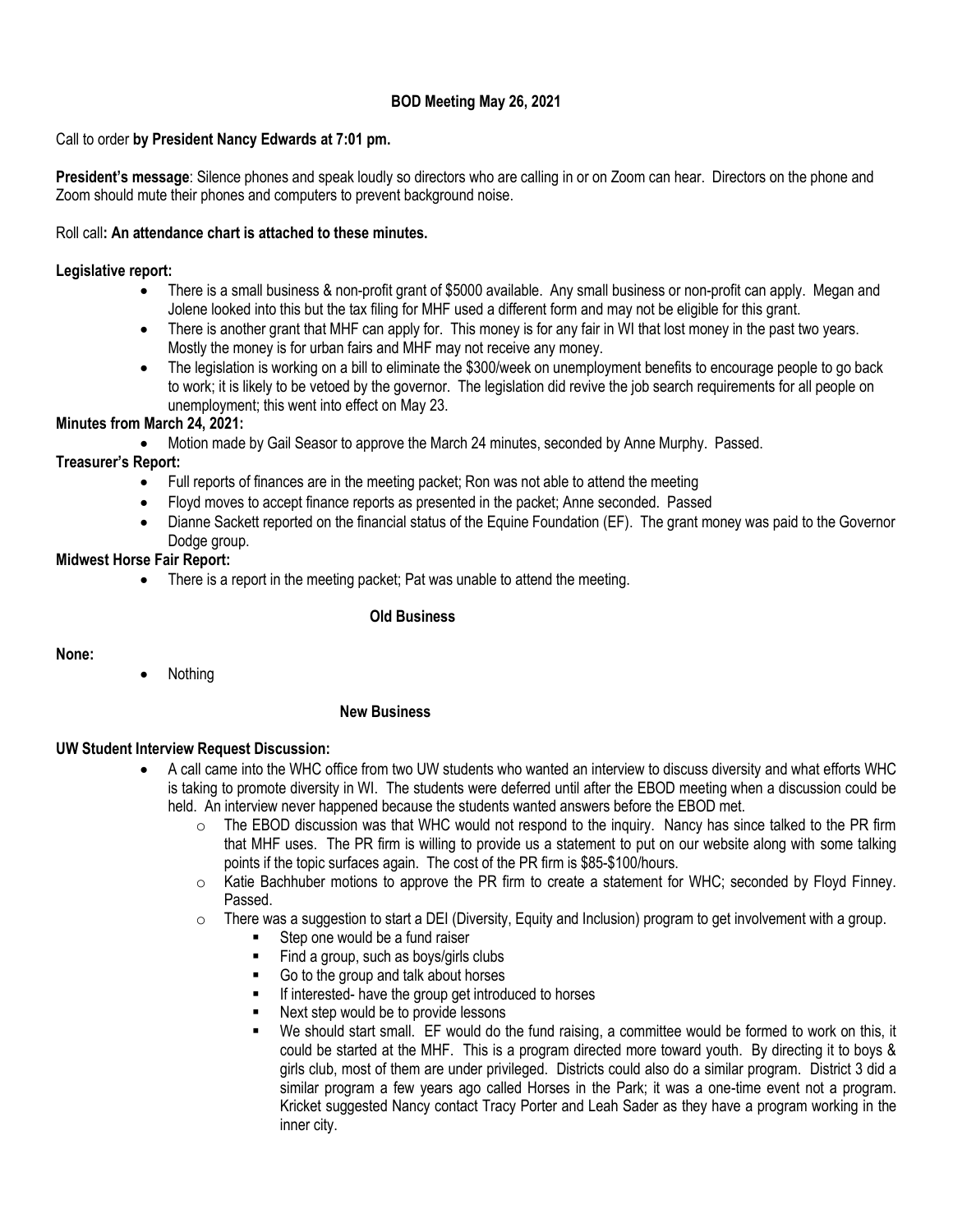**BOD Meeting May 26, 2021**

Call to order **by President Nancy Edwards at 7:01 pm.**

**President's message**: Silence phones and speak loudly so directors who are calling in or on Zoom can hear. Directors on the phone and Zoom should mute their phones and computers to prevent background noise.

Roll call**: An attendance chart is attached to these minutes.**

**Legislative report:**

- There is a small business & non-profit grant of $5000 available. Any small business or non-profit can apply. Megan and Jolene looked into this but the tax filing for MHF used a different form and may not be eligible for this grant.
- There is another grant that MHF can apply for. This money is for any fair in WI that lost money in the past two years. Mostly the money is for urban fairs and MHF may not receive any money.
- The legislation is working on a bill to eliminate the $300/week on unemployment benefits to encourage people to go back to work; it is likely to be vetoed by the governor. The legislation did revive the job search requirements for all people on unemployment; this went into effect on May 23.

**Minutes from March 24, 2021:**

- Motion made by Gail Seasor to approve the March 24 minutes, seconded by Anne Murphy. Passed.

**Treasurer's Report:**

- Full reports of finances are in the meeting packet; Ron was not able to attend the meeting
- Floyd moves to accept finance reports as presented in the packet; Anne seconded. Passed
- Dianne Sackett reported on the financial status of the Equine Foundation (EF). The grant money was paid to the Governor Dodge group.

**Midwest Horse Fair Report:**

- There is a report in the meeting packet; Pat was unable to attend the meeting.

**Old Business**

**None:**

- Nothing

**New Business**

**UW Student Interview Request Discussion:**

- A call came into the WHC office from two UW students who wanted an interview to discuss diversity and what efforts WHC is taking to promote diversity in WI. The students were deferred until after the EBOD meeting when a discussion could be held. An interview never happened because the students wanted answers before the EBOD met.
  - The EBOD discussion was that WHC would not respond to the inquiry. Nancy has since talked to the PR firm that MHF uses. The PR firm is willing to provide us a statement to put on our website along with some talking points if the topic surfaces again. The cost of the PR firm is $85-$100/hours.
  - Katie Bachhuber motions to approve the PR firm to create a statement for WHC; seconded by Floyd Finney. Passed.
  - There was a suggestion to start a DEI (Diversity, Equity and Inclusion) program to get involvement with a group.
    - Step one would be a fund raiser
    - Find a group, such as boys/girls clubs
    - Go to the group and talk about horses
    - If interested- have the group get introduced to horses
    - Next step would be to provide lessons
    - We should start small. EF would do the fund raising, a committee would be formed to work on this, it could be started at the MHF. This is a program directed more toward youth. By directing it to boys & girls club, most of them are under privileged. Districts could also do a similar program. District 3 did a similar program a few years ago called Horses in the Park; it was a one-time event not a program. Kricket suggested Nancy contact Tracy Porter and Leah Sader as they have a program working in the inner city.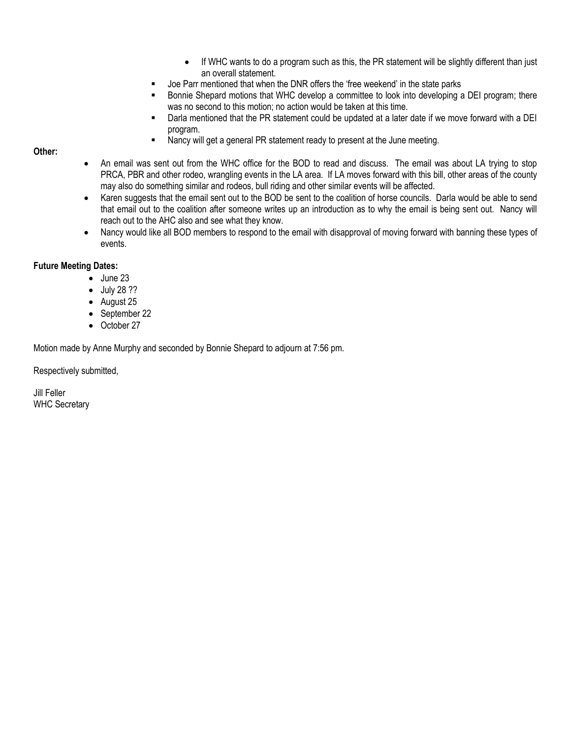- If WHC wants to do a program such as this, the PR statement will be slightly different than just an overall statement.
- Joe Parr mentioned that when the DNR offers the 'free weekend' in the state parks
- Bonnie Shepard motions that WHC develop a committee to look into developing a DEI program; there was no second to this motion; no action would be taken at this time.
- Darla mentioned that the PR statement could be updated at a later date if we move forward with a DEI program.
- Nancy will get a general PR statement ready to present at the June meeting.

**Other:**

- An email was sent out from the WHC office for the BOD to read and discuss. The email was about LA trying to stop PRCA, PBR and other rodeo, wrangling events in the LA area. If LA moves forward with this bill, other areas of the county may also do something similar and rodeos, bull riding and other similar events will be affected.
- Karen suggests that the email sent out to the BOD be sent to the coalition of horse councils. Darla would be able to send that email out to the coalition after someone writes up an introduction as to why the email is being sent out. Nancy will reach out to the AHC also and see what they know.
- Nancy would like all BOD members to respond to the email with disapproval of moving forward with banning these types of events.

**Future Meeting Dates:**

- June 23
- July 28 ??
- August 25
- September 22
- October 27

Motion made by Anne Murphy and seconded by Bonnie Shepard to adjourn at 7:56 pm.

Respectively submitted,

Jill Feller
WHC Secretary